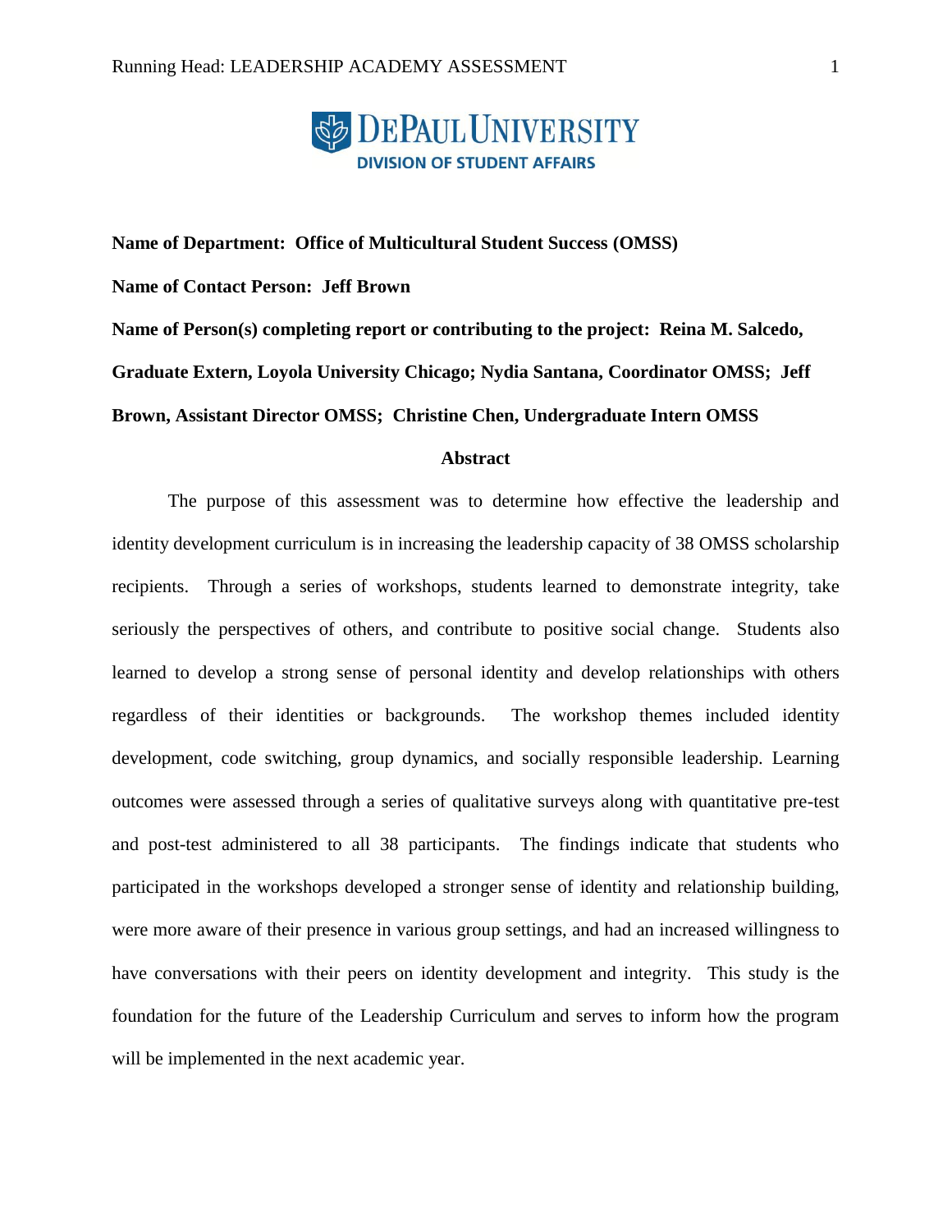**DEPAUL UNIVERSITY**
**DIVISION OF STUDENT AFFAIRS**

**Name of Department: Office of Multicultural Student Success (OMSS)**

**Name of Contact Person: Jeff Brown**

**Name of Person(s) completing report or contributing to the project: Reina M. Salcedo, Graduate Extern, Loyola University Chicago; Nydia Santana, Coordinator OMSS; Jeff Brown, Assistant Director OMSS; Christine Chen, Undergraduate Intern OMSS**

## Abstract

The purpose of this assessment was to determine how effective the leadership and identity development curriculum is in increasing the leadership capacity of 38 OMSS scholarship recipients. Through a series of workshops, students learned to demonstrate integrity, take seriously the perspectives of others, and contribute to positive social change. Students also learned to develop a strong sense of personal identity and develop relationships with others regardless of their identities or backgrounds. The workshop themes included identity development, code switching, group dynamics, and socially responsible leadership. Learning outcomes were assessed through a series of qualitative surveys along with quantitative pre-test and post-test administered to all 38 participants. The findings indicate that students who participated in the workshops developed a stronger sense of identity and relationship building, were more aware of their presence in various group settings, and had an increased willingness to have conversations with their peers on identity development and integrity. This study is the foundation for the future of the Leadership Curriculum and serves to inform how the program will be implemented in the next academic year.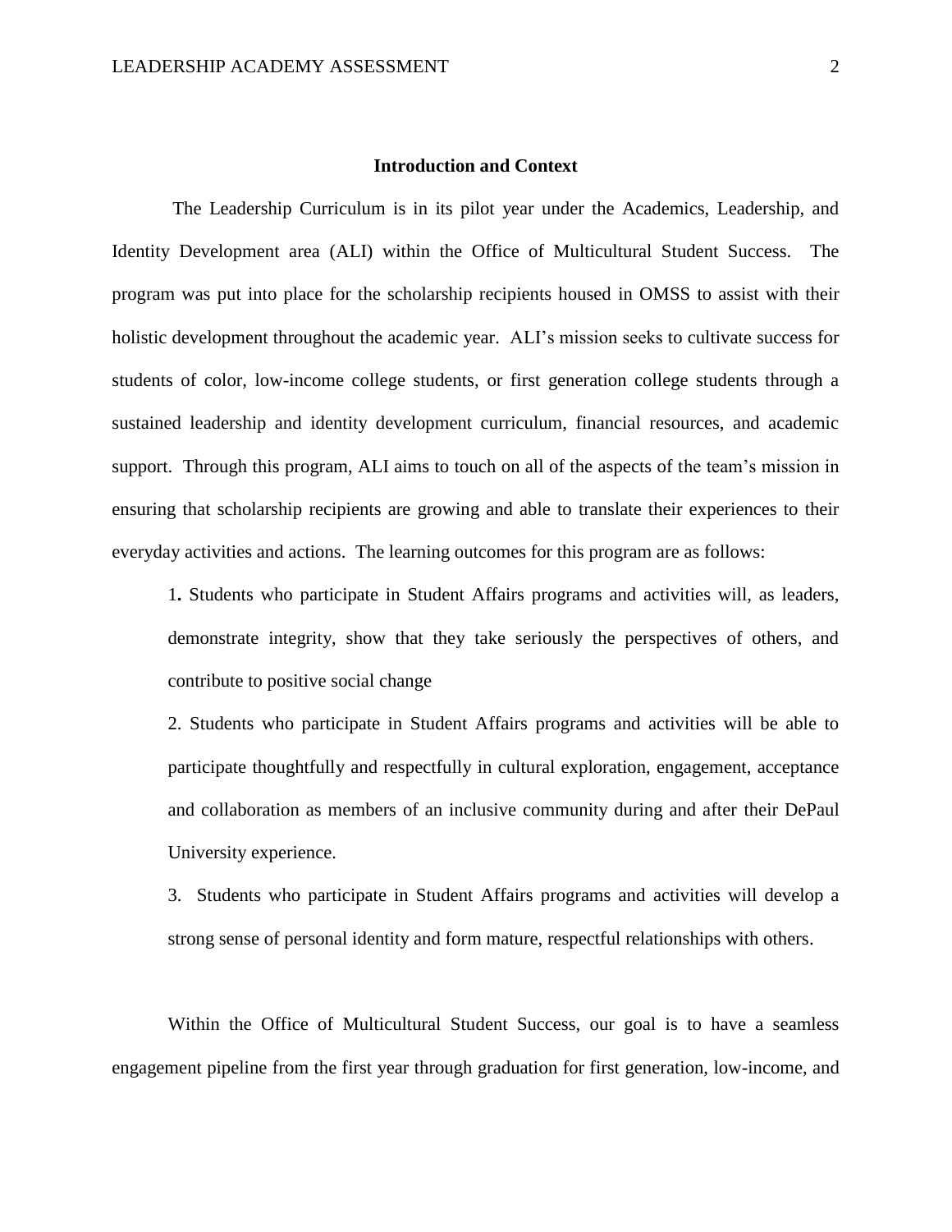## Introduction and Context

The Leadership Curriculum is in its pilot year under the Academics, Leadership, and Identity Development area (ALI) within the Office of Multicultural Student Success. The program was put into place for the scholarship recipients housed in OMSS to assist with their holistic development throughout the academic year. ALI's mission seeks to cultivate success for students of color, low-income college students, or first generation college students through a sustained leadership and identity development curriculum, financial resources, and academic support. Through this program, ALI aims to touch on all of the aspects of the team's mission in ensuring that scholarship recipients are growing and able to translate their experiences to their everyday activities and actions. The learning outcomes for this program are as follows:

1. Students who participate in Student Affairs programs and activities will, as leaders, demonstrate integrity, show that they take seriously the perspectives of others, and contribute to positive social change
2. Students who participate in Student Affairs programs and activities will be able to participate thoughtfully and respectfully in cultural exploration, engagement, acceptance and collaboration as members of an inclusive community during and after their DePaul University experience.
3. Students who participate in Student Affairs programs and activities will develop a strong sense of personal identity and form mature, respectful relationships with others.

Within the Office of Multicultural Student Success, our goal is to have a seamless engagement pipeline from the first year through graduation for first generation, low-income, and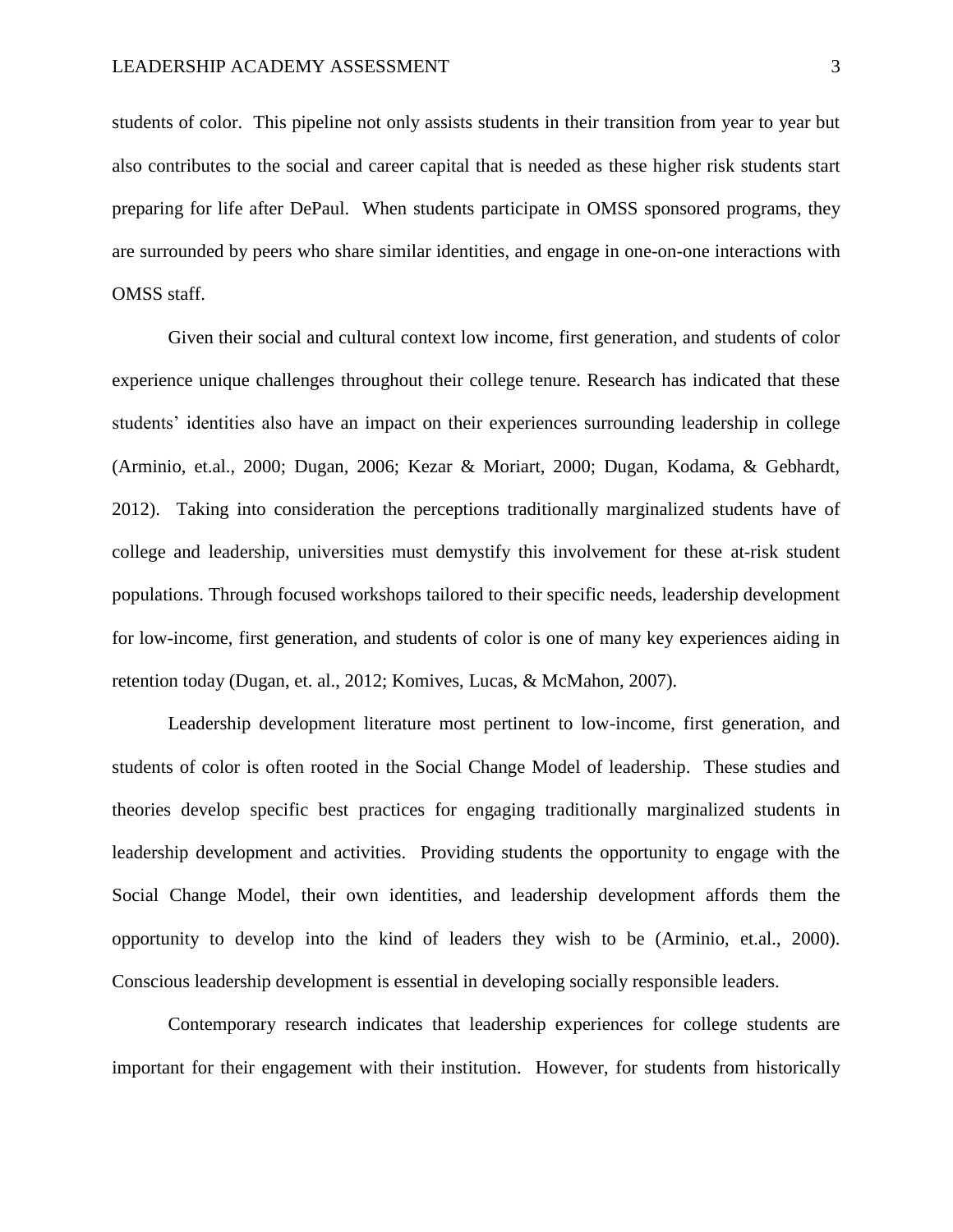students of color. This pipeline not only assists students in their transition from year to year but also contributes to the social and career capital that is needed as these higher risk students start preparing for life after DePaul. When students participate in OMSS sponsored programs, they are surrounded by peers who share similar identities, and engage in one-on-one interactions with OMSS staff.

Given their social and cultural context low income, first generation, and students of color experience unique challenges throughout their college tenure. Research has indicated that these students' identities also have an impact on their experiences surrounding leadership in college (Arminio, et.al., 2000; Dugan, 2006; Kezar & Moriart, 2000; Dugan, Kodama, & Gebhardt, 2012). Taking into consideration the perceptions traditionally marginalized students have of college and leadership, universities must demystify this involvement for these at-risk student populations. Through focused workshops tailored to their specific needs, leadership development for low-income, first generation, and students of color is one of many key experiences aiding in retention today (Dugan, et. al., 2012; Komives, Lucas, & McMahon, 2007).

Leadership development literature most pertinent to low-income, first generation, and students of color is often rooted in the Social Change Model of leadership. These studies and theories develop specific best practices for engaging traditionally marginalized students in leadership development and activities. Providing students the opportunity to engage with the Social Change Model, their own identities, and leadership development affords them the opportunity to develop into the kind of leaders they wish to be (Arminio, et.al., 2000). Conscious leadership development is essential in developing socially responsible leaders.

Contemporary research indicates that leadership experiences for college students are important for their engagement with their institution. However, for students from historically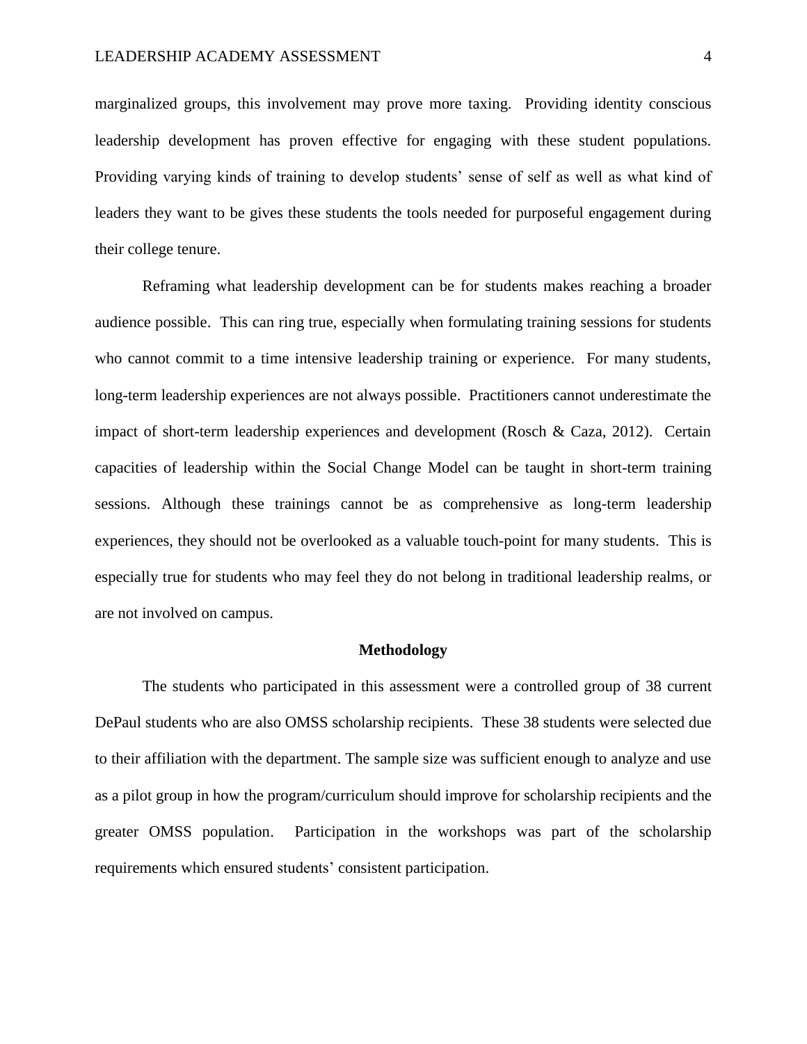marginalized groups, this involvement may prove more taxing. Providing identity conscious leadership development has proven effective for engaging with these student populations. Providing varying kinds of training to develop students' sense of self as well as what kind of leaders they want to be gives these students the tools needed for purposeful engagement during their college tenure.

Reframing what leadership development can be for students makes reaching a broader audience possible. This can ring true, especially when formulating training sessions for students who cannot commit to a time intensive leadership training or experience. For many students, long-term leadership experiences are not always possible. Practitioners cannot underestimate the impact of short-term leadership experiences and development (Rosch & Caza, 2012). Certain capacities of leadership within the Social Change Model can be taught in short-term training sessions. Although these trainings cannot be as comprehensive as long-term leadership experiences, they should not be overlooked as a valuable touch-point for many students. This is especially true for students who may feel they do not belong in traditional leadership realms, or are not involved on campus.

## Methodology

The students who participated in this assessment were a controlled group of 38 current DePaul students who are also OMSS scholarship recipients. These 38 students were selected due to their affiliation with the department. The sample size was sufficient enough to analyze and use as a pilot group in how the program/curriculum should improve for scholarship recipients and the greater OMSS population. Participation in the workshops was part of the scholarship requirements which ensured students' consistent participation.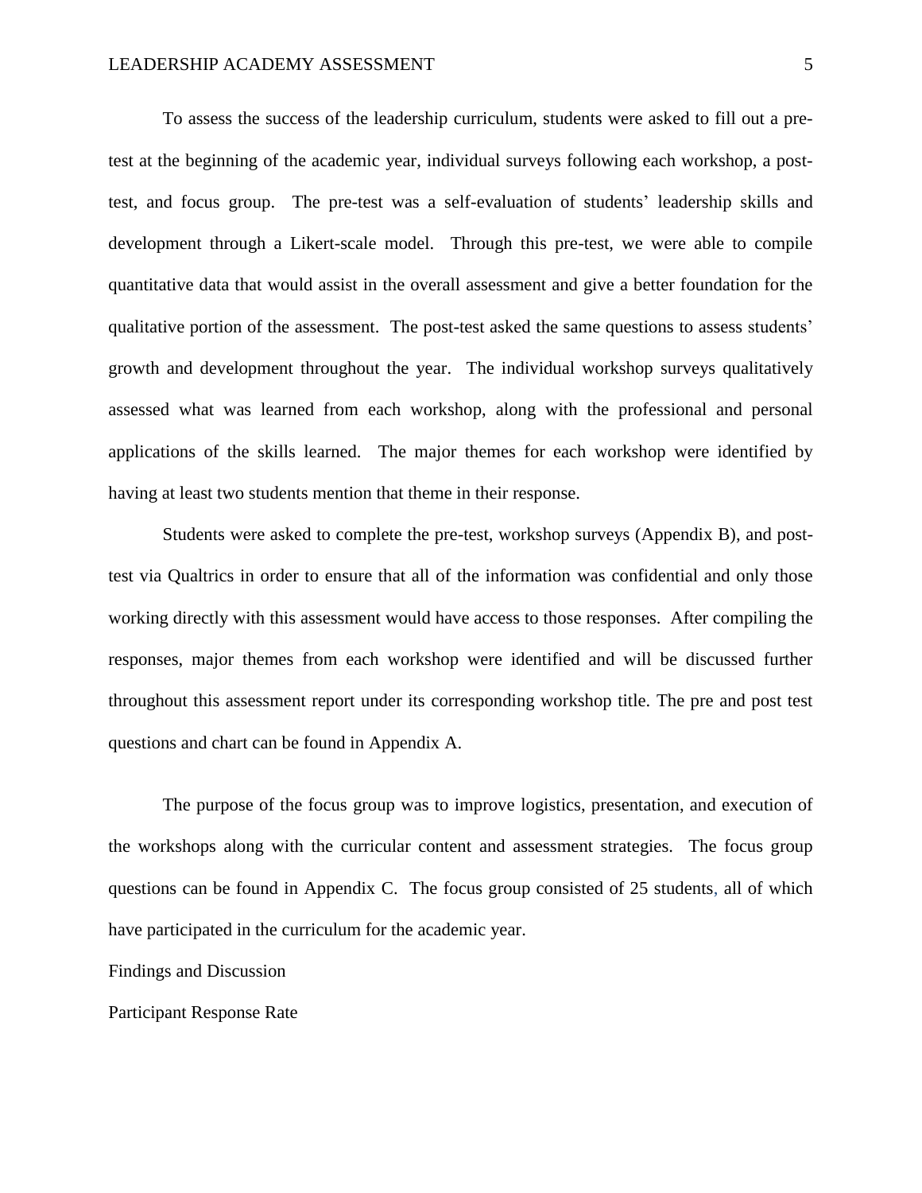To assess the success of the leadership curriculum, students were asked to fill out a pre-test at the beginning of the academic year, individual surveys following each workshop, a post-test, and focus group. The pre-test was a self-evaluation of students' leadership skills and development through a Likert-scale model. Through this pre-test, we were able to compile quantitative data that would assist in the overall assessment and give a better foundation for the qualitative portion of the assessment. The post-test asked the same questions to assess students' growth and development throughout the year. The individual workshop surveys qualitatively assessed what was learned from each workshop, along with the professional and personal applications of the skills learned. The major themes for each workshop were identified by having at least two students mention that theme in their response.

Students were asked to complete the pre-test, workshop surveys (Appendix B), and post-test via Qualtrics in order to ensure that all of the information was confidential and only those working directly with this assessment would have access to those responses. After compiling the responses, major themes from each workshop were identified and will be discussed further throughout this assessment report under its corresponding workshop title. The pre and post test questions and chart can be found in Appendix A.

The purpose of the focus group was to improve logistics, presentation, and execution of the workshops along with the curricular content and assessment strategies. The focus group questions can be found in Appendix C. The focus group consisted of 25 students, all of which have participated in the curriculum for the academic year.

## Findings and Discussion

### Participant Response Rate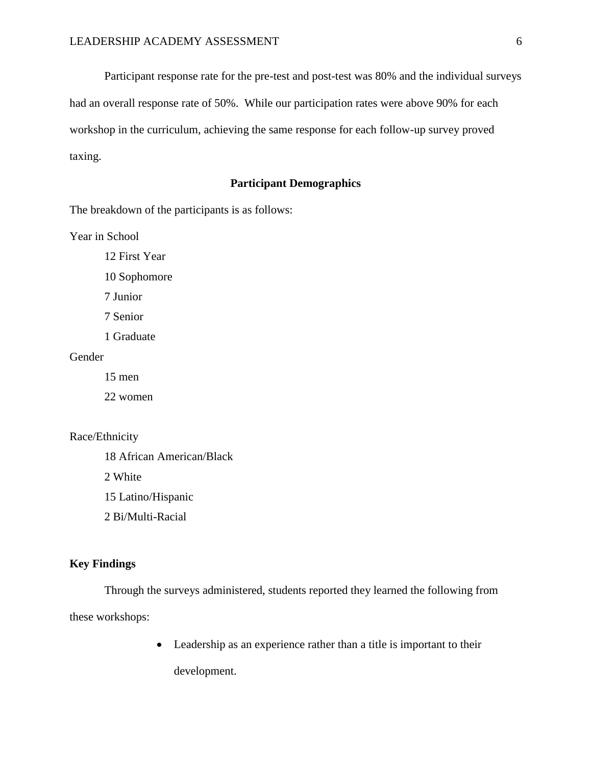Participant response rate for the pre-test and post-test was 80% and the individual surveys had an overall response rate of 50%. While our participation rates were above 90% for each workshop in the curriculum, achieving the same response for each follow-up survey proved taxing.

## Participant Demographics

The breakdown of the participants is as follows:

Year in School

- 12 First Year
- 10 Sophomore
- 7 Junior
- 7 Senior
- 1 Graduate

Gender

- 15 men
- 22 women

Race/Ethnicity

- 18 African American/Black
- 2 White
- 15 Latino/Hispanic
- 2 Bi/Multi-Racial

**Key Findings**

Through the surveys administered, students reported they learned the following from these workshops:

- Leadership as an experience rather than a title is important to their development.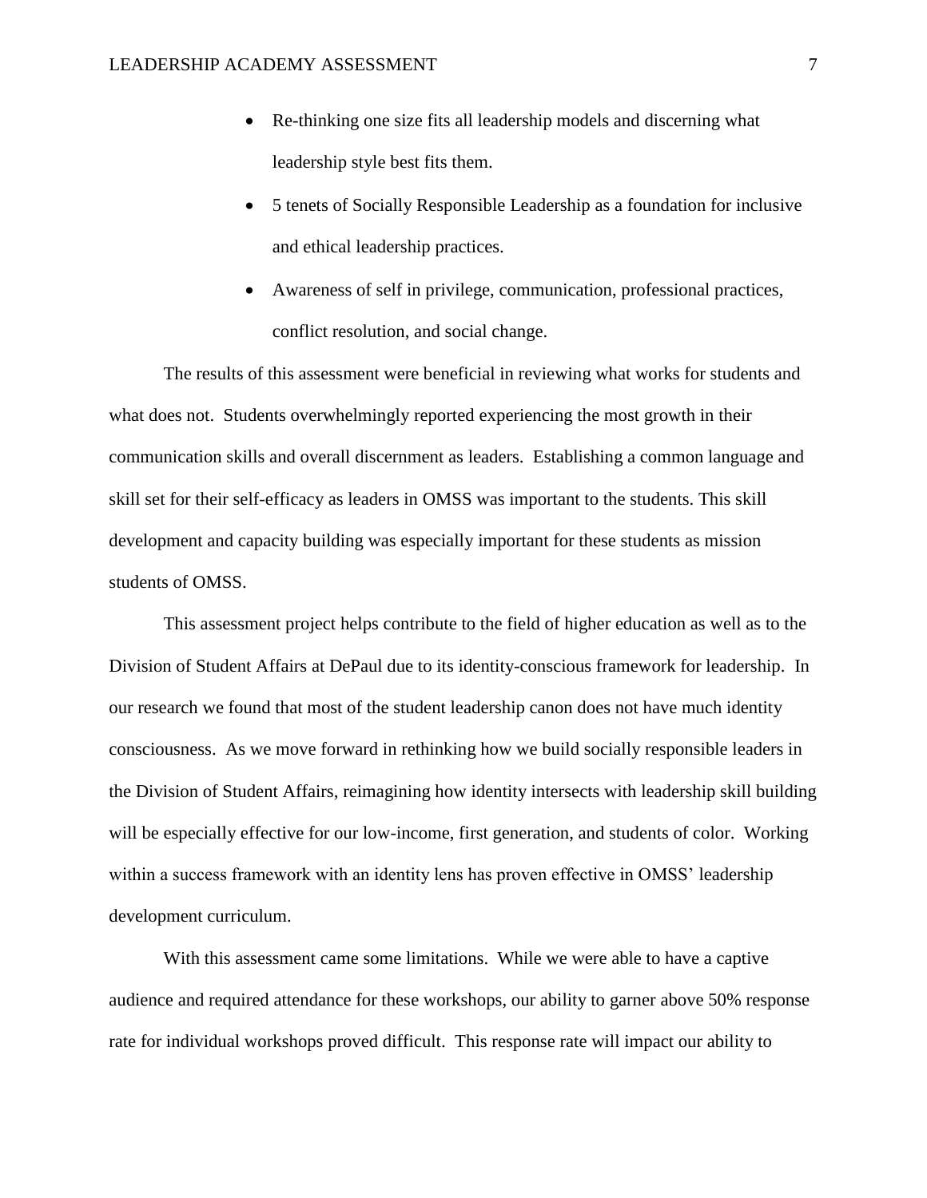- Re-thinking one size fits all leadership models and discerning what leadership style best fits them.
- 5 tenets of Socially Responsible Leadership as a foundation for inclusive and ethical leadership practices.
- Awareness of self in privilege, communication, professional practices, conflict resolution, and social change.

The results of this assessment were beneficial in reviewing what works for students and what does not. Students overwhelmingly reported experiencing the most growth in their communication skills and overall discernment as leaders. Establishing a common language and skill set for their self-efficacy as leaders in OMSS was important to the students. This skill development and capacity building was especially important for these students as mission students of OMSS.

This assessment project helps contribute to the field of higher education as well as to the Division of Student Affairs at DePaul due to its identity-conscious framework for leadership. In our research we found that most of the student leadership canon does not have much identity consciousness. As we move forward in rethinking how we build socially responsible leaders in the Division of Student Affairs, reimagining how identity intersects with leadership skill building will be especially effective for our low-income, first generation, and students of color. Working within a success framework with an identity lens has proven effective in OMSS' leadership development curriculum.

With this assessment came some limitations. While we were able to have a captive audience and required attendance for these workshops, our ability to garner above 50% response rate for individual workshops proved difficult. This response rate will impact our ability to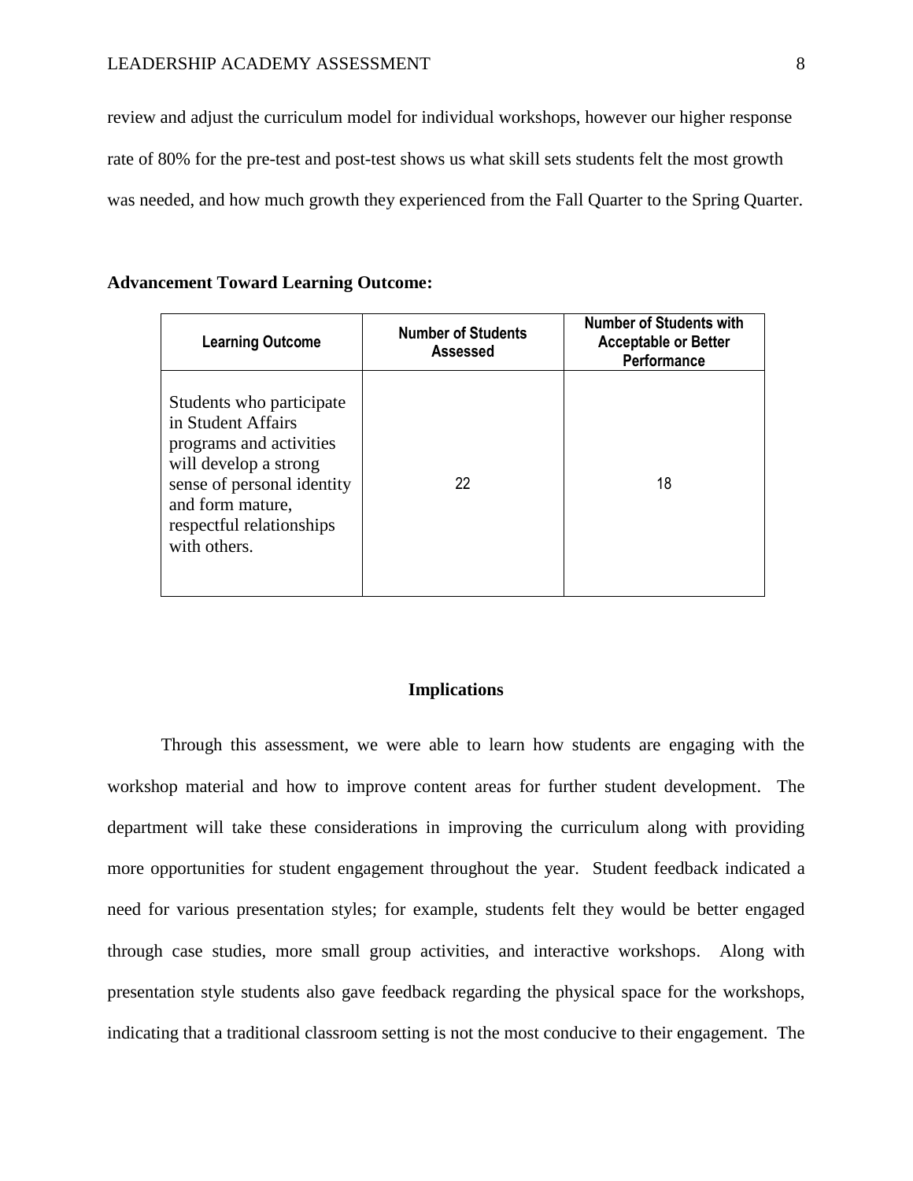review and adjust the curriculum model for individual workshops, however our higher response rate of 80% for the pre-test and post-test shows us what skill sets students felt the most growth was needed, and how much growth they experienced from the Fall Quarter to the Spring Quarter.

**Advancement Toward Learning Outcome:**

| Learning Outcome | Number of Students Assessed | Number of Students with Acceptable or Better Performance |
|---|---|---|
| Students who participate in Student Affairs programs and activities will develop a strong sense of personal identity and form mature, respectful relationships with others. | 22 | 18 |

## Implications

Through this assessment, we were able to learn how students are engaging with the workshop material and how to improve content areas for further student development. The department will take these considerations in improving the curriculum along with providing more opportunities for student engagement throughout the year. Student feedback indicated a need for various presentation styles; for example, students felt they would be better engaged through case studies, more small group activities, and interactive workshops. Along with presentation style students also gave feedback regarding the physical space for the workshops, indicating that a traditional classroom setting is not the most conducive to their engagement. The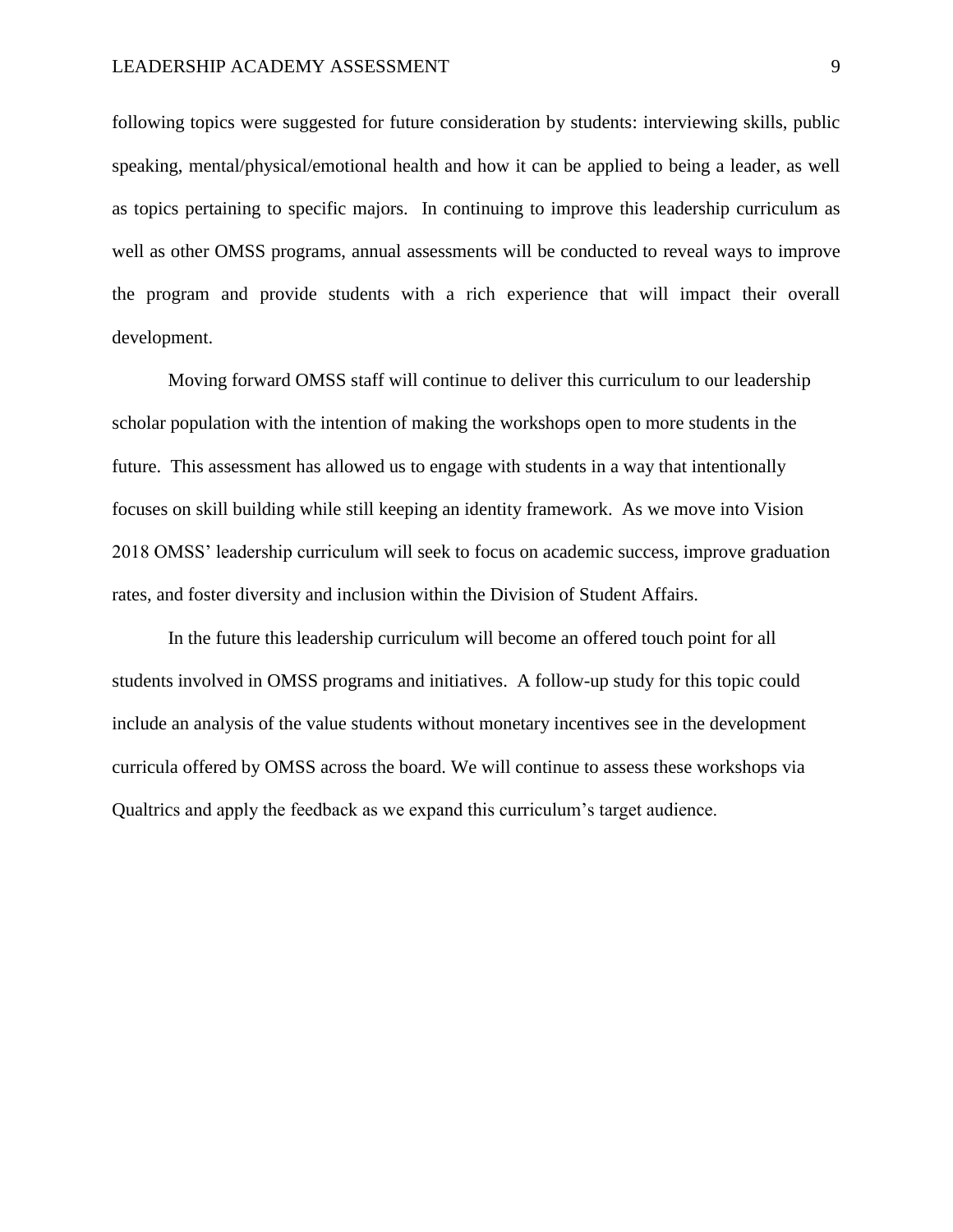following topics were suggested for future consideration by students: interviewing skills, public speaking, mental/physical/emotional health and how it can be applied to being a leader, as well as topics pertaining to specific majors. In continuing to improve this leadership curriculum as well as other OMSS programs, annual assessments will be conducted to reveal ways to improve the program and provide students with a rich experience that will impact their overall development.

Moving forward OMSS staff will continue to deliver this curriculum to our leadership scholar population with the intention of making the workshops open to more students in the future. This assessment has allowed us to engage with students in a way that intentionally focuses on skill building while still keeping an identity framework. As we move into Vision 2018 OMSS' leadership curriculum will seek to focus on academic success, improve graduation rates, and foster diversity and inclusion within the Division of Student Affairs.

In the future this leadership curriculum will become an offered touch point for all students involved in OMSS programs and initiatives. A follow-up study for this topic could include an analysis of the value students without monetary incentives see in the development curricula offered by OMSS across the board. We will continue to assess these workshops via Qualtrics and apply the feedback as we expand this curriculum's target audience.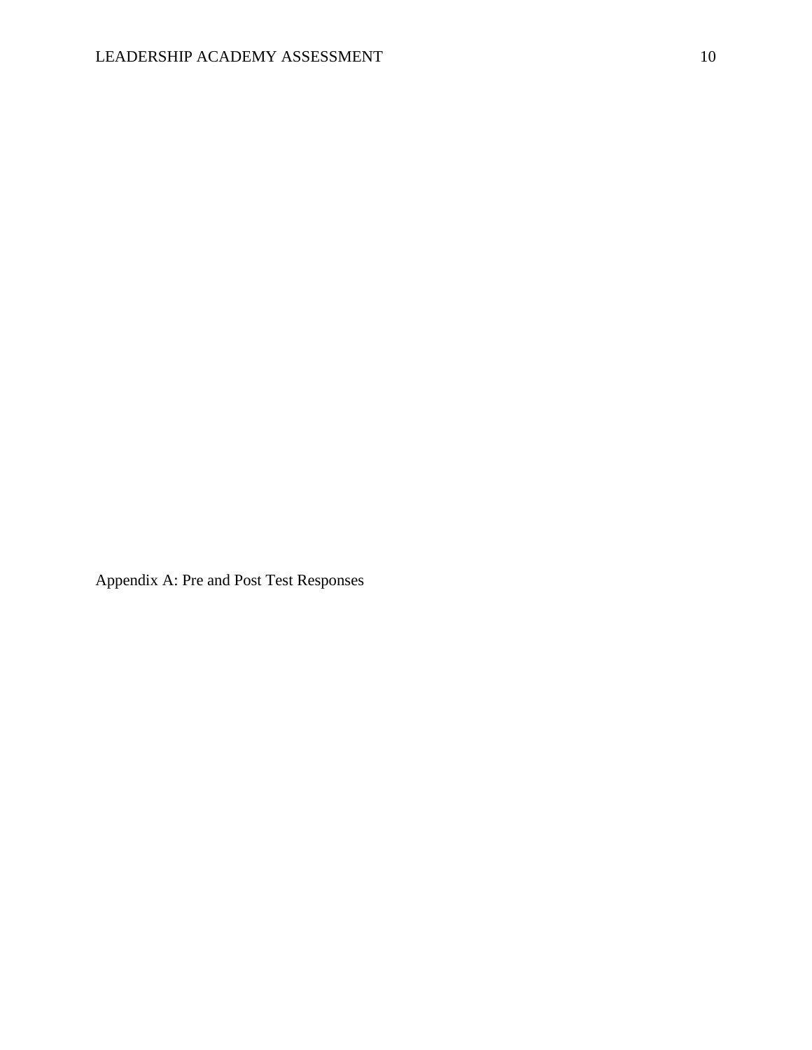Appendix A: Pre and Post Test Responses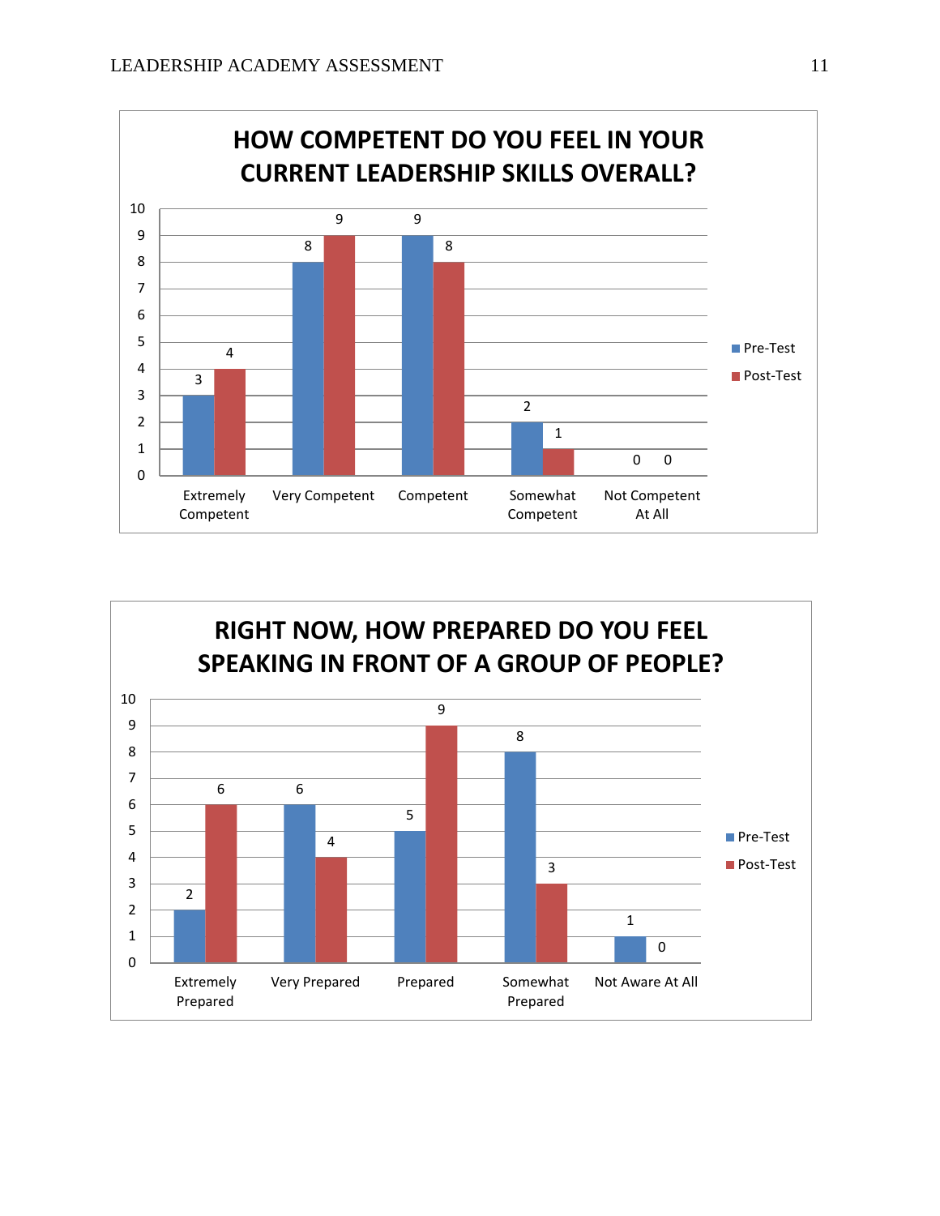**HOW COMPETENT DO YOU FEEL IN YOUR CURRENT LEADERSHIP SKILLS OVERALL?**

| | Pre-Test | Post-Test |
|---|---|---|
| Extremely Competent | 3 | 4 |
| Very Competent | 8 | 9 |
| Competent | 9 | 8 |
| Somewhat Competent | 2 | 1 |
| Not Competent At All | 0 | 0 |

**RIGHT NOW, HOW PREPARED DO YOU FEEL SPEAKING IN FRONT OF A GROUP OF PEOPLE?**

| | Pre-Test | Post-Test |
|---|---|---|
| Extremely Prepared | 2 | 6 |
| Very Prepared | 6 | 4 |
| Prepared | 5 | 9 |
| Somewhat Prepared | 8 | 3 |
| Not Aware At All | 1 | 0 |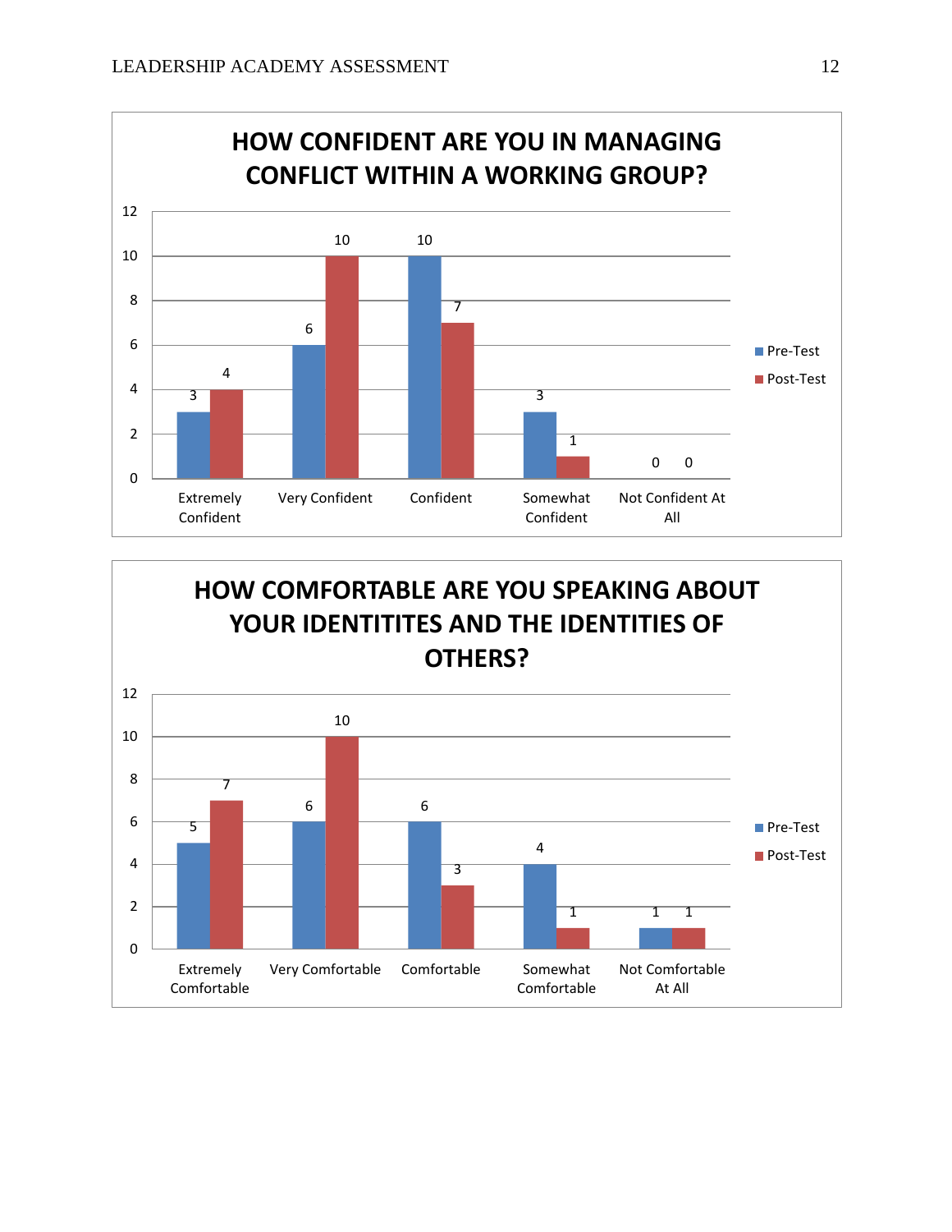**HOW CONFIDENT ARE YOU IN MANAGING CONFLICT WITHIN A WORKING GROUP?**

| | Pre-Test | Post-Test |
|---|---|---|
| Extremely Confident | 3 | 4 |
| Very Confident | 6 | 10 |
| Confident | 10 | 7 |
| Somewhat Confident | 3 | 1 |
| Not Confident At All | 0 | 0 |

**HOW COMFORTABLE ARE YOU SPEAKING ABOUT YOUR IDENTITITES AND THE IDENTITIES OF OTHERS?**

| | Pre-Test | Post-Test |
|---|---|---|
| Extremely Comfortable | 5 | 7 |
| Very Comfortable | 6 | 10 |
| Comfortable | 6 | 3 |
| Somewhat Comfortable | 4 | 1 |
| Not Comfortable At All | 1 | 1 |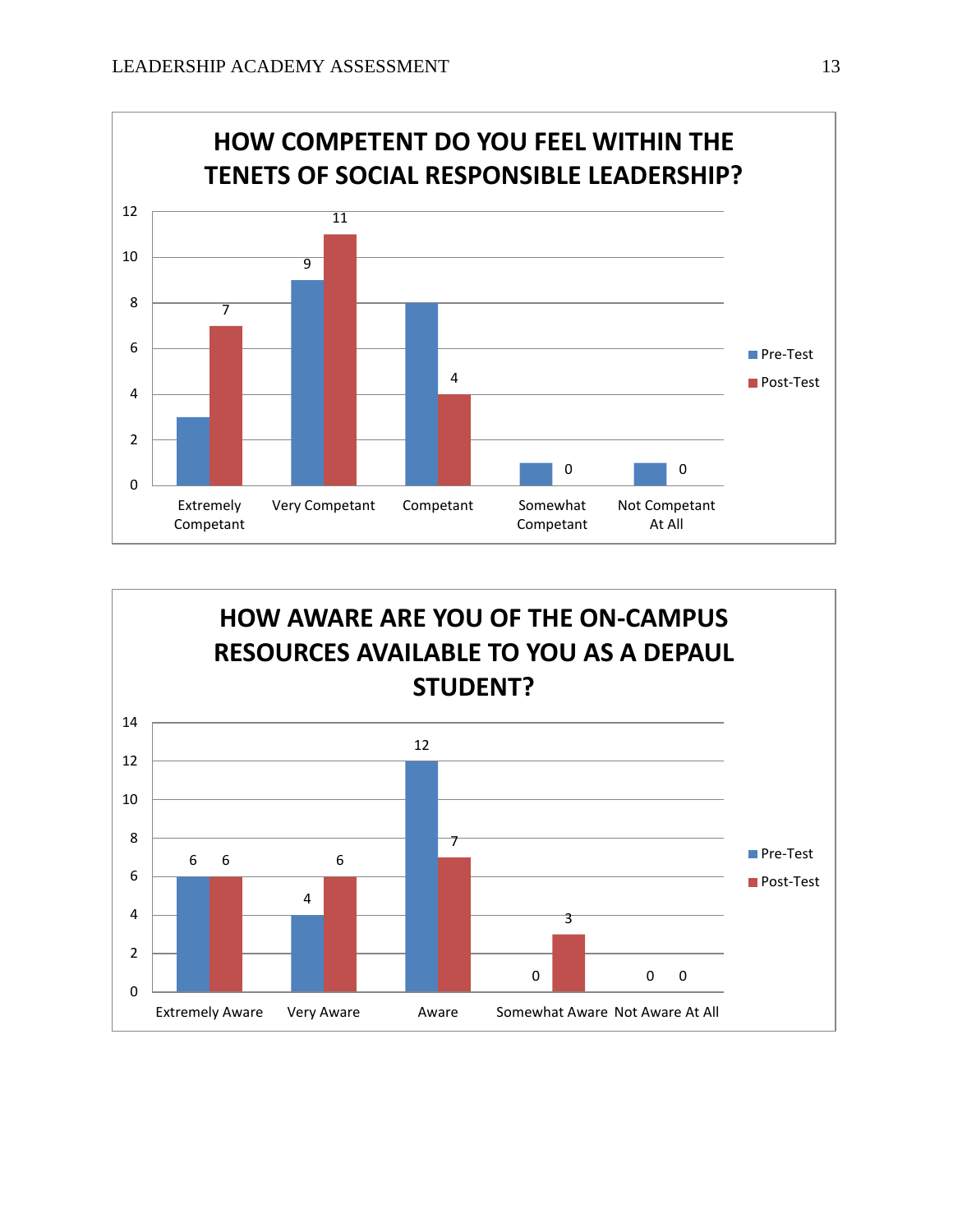## HOW COMPETENT DO YOU FEEL WITHIN THE TENETS OF SOCIAL RESPONSIBLE LEADERSHIP?

| | Pre-Test | Post-Test |
|---|---|---|
| Extremely Competant | 3 | 7 |
| Very Competant | 9 | 11 |
| Competant | 8 | 4 |
| Somewhat Competant | 1 | 0 |
| Not Competant At All | 1 | 0 |

## HOW AWARE ARE YOU OF THE ON-CAMPUS RESOURCES AVAILABLE TO YOU AS A DEPAUL STUDENT?

| | Pre-Test | Post-Test |
|---|---|---|
| Extremely Aware | 6 | 6 |
| Very Aware | 4 | 6 |
| Aware | 12 | 7 |
| Somewhat Aware | 0 | 3 |
| Not Aware At All | 0 | 0 |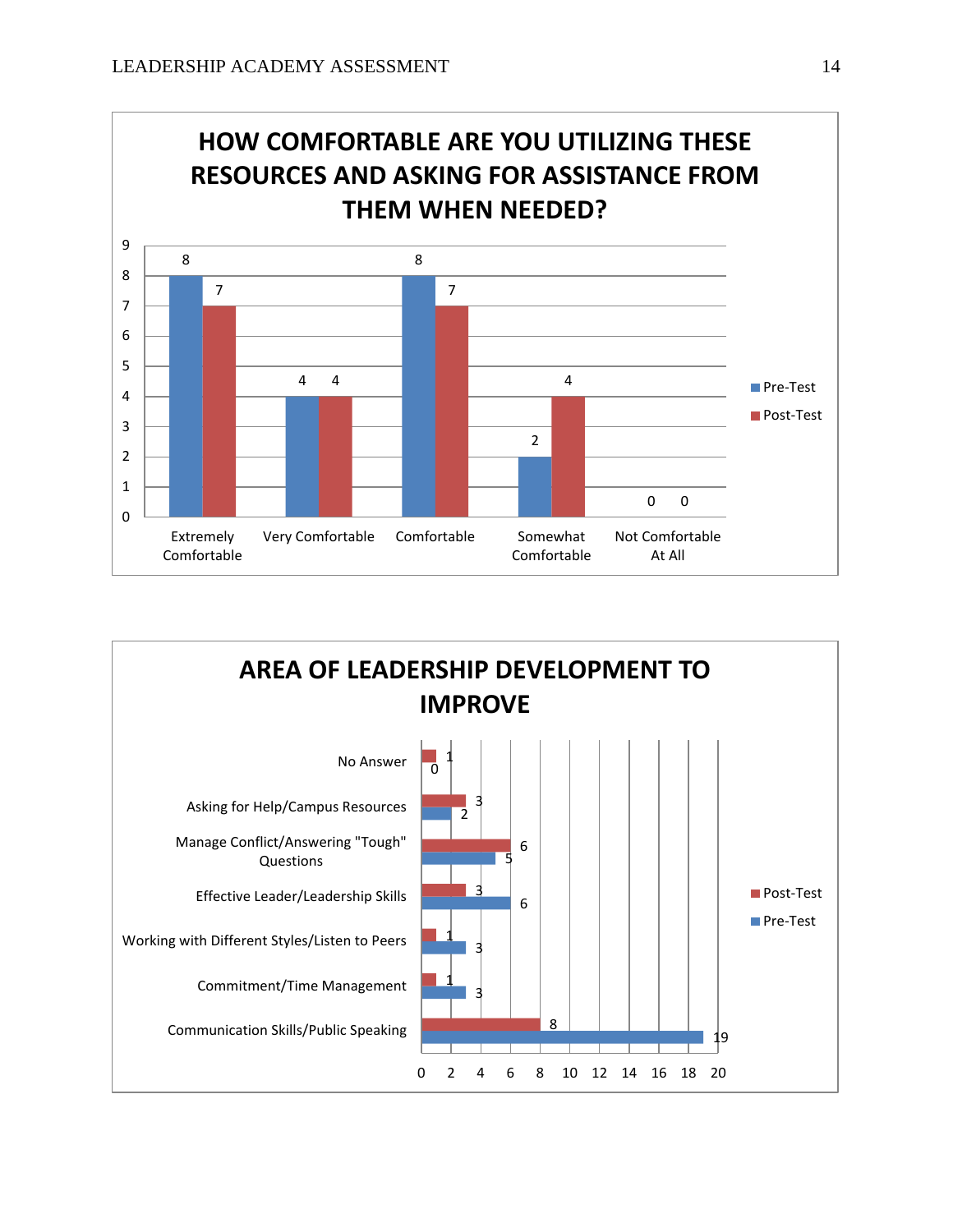## HOW COMFORTABLE ARE YOU UTILIZING THESE RESOURCES AND ASKING FOR ASSISTANCE FROM THEM WHEN NEEDED?

| | Pre-Test | Post-Test |
|---|---|---|
| Extremely Comfortable | 8 | 7 |
| Very Comfortable | 4 | 4 |
| Comfortable | 8 | 7 |
| Somewhat Comfortable | 2 | 4 |
| Not Comfortable At All | 0 | 0 |

## AREA OF LEADERSHIP DEVELOPMENT TO IMPROVE

| | Post-Test | Pre-Test |
|---|---|---|
| No Answer | 1 | 0 |
| Asking for Help/Campus Resources | 3 | 2 |
| Manage Conflict/Answering "Tough" Questions | 6 | 5 |
| Effective Leader/Leadership Skills | 3 | 6 |
| Working with Different Styles/Listen to Peers | 1 | 3 |
| Commitment/Time Management | 1 | 3 |
| Communication Skills/Public Speaking | 8 | 19 |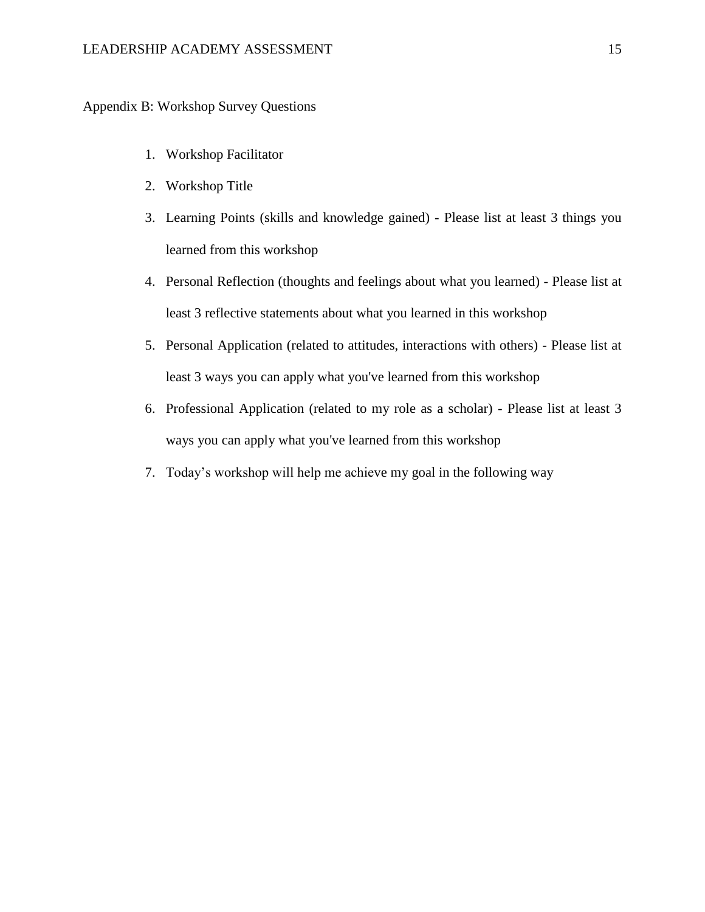Appendix B: Workshop Survey Questions

1. Workshop Facilitator
2. Workshop Title
3. Learning Points (skills and knowledge gained) - Please list at least 3 things you learned from this workshop
4. Personal Reflection (thoughts and feelings about what you learned) - Please list at least 3 reflective statements about what you learned in this workshop
5. Personal Application (related to attitudes, interactions with others) - Please list at least 3 ways you can apply what you've learned from this workshop
6. Professional Application (related to my role as a scholar) - Please list at least 3 ways you can apply what you've learned from this workshop
7. Today's workshop will help me achieve my goal in the following way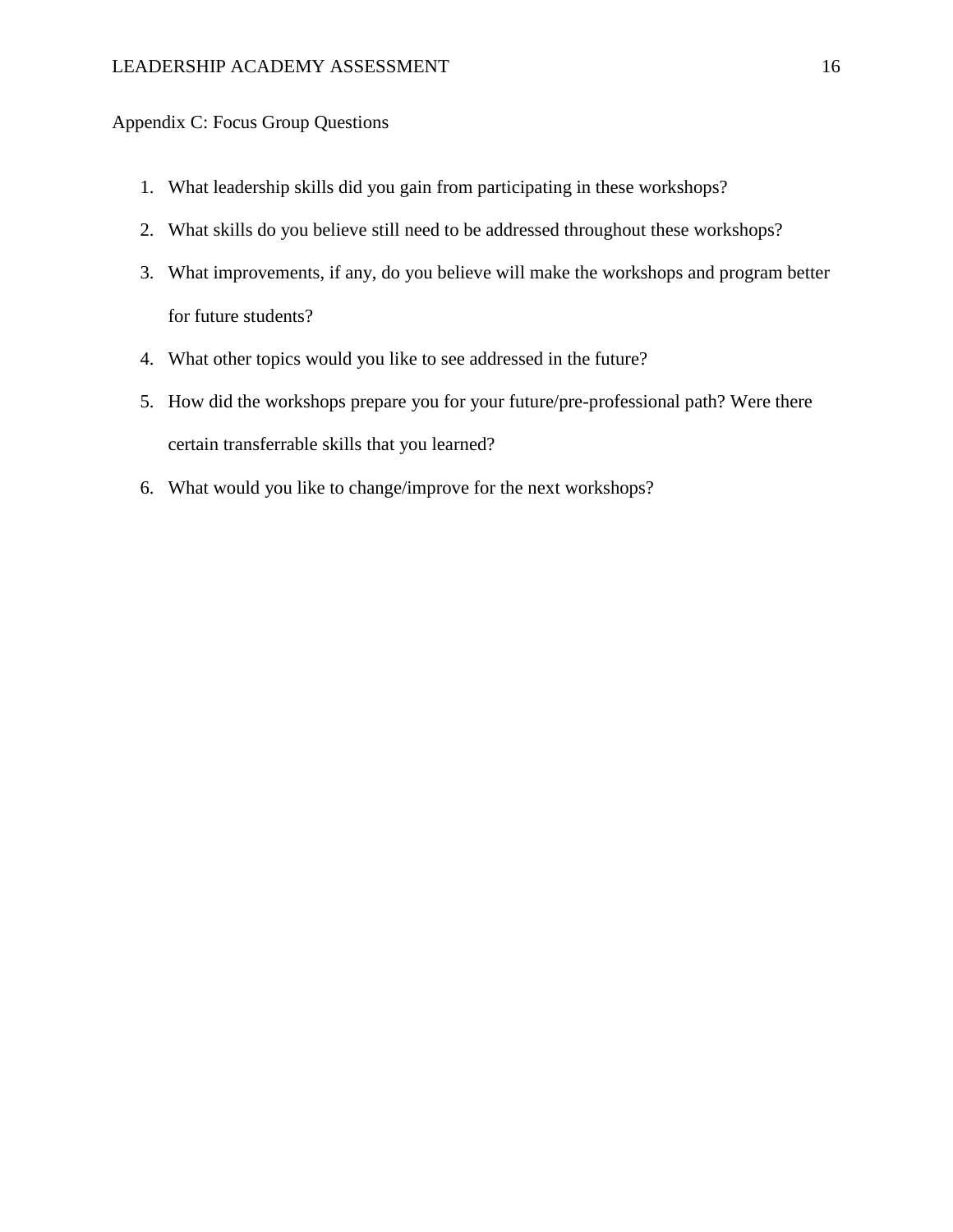Appendix C: Focus Group Questions

1. What leadership skills did you gain from participating in these workshops?
2. What skills do you believe still need to be addressed throughout these workshops?
3. What improvements, if any, do you believe will make the workshops and program better for future students?
4. What other topics would you like to see addressed in the future?
5. How did the workshops prepare you for your future/pre-professional path? Were there certain transferrable skills that you learned?
6. What would you like to change/improve for the next workshops?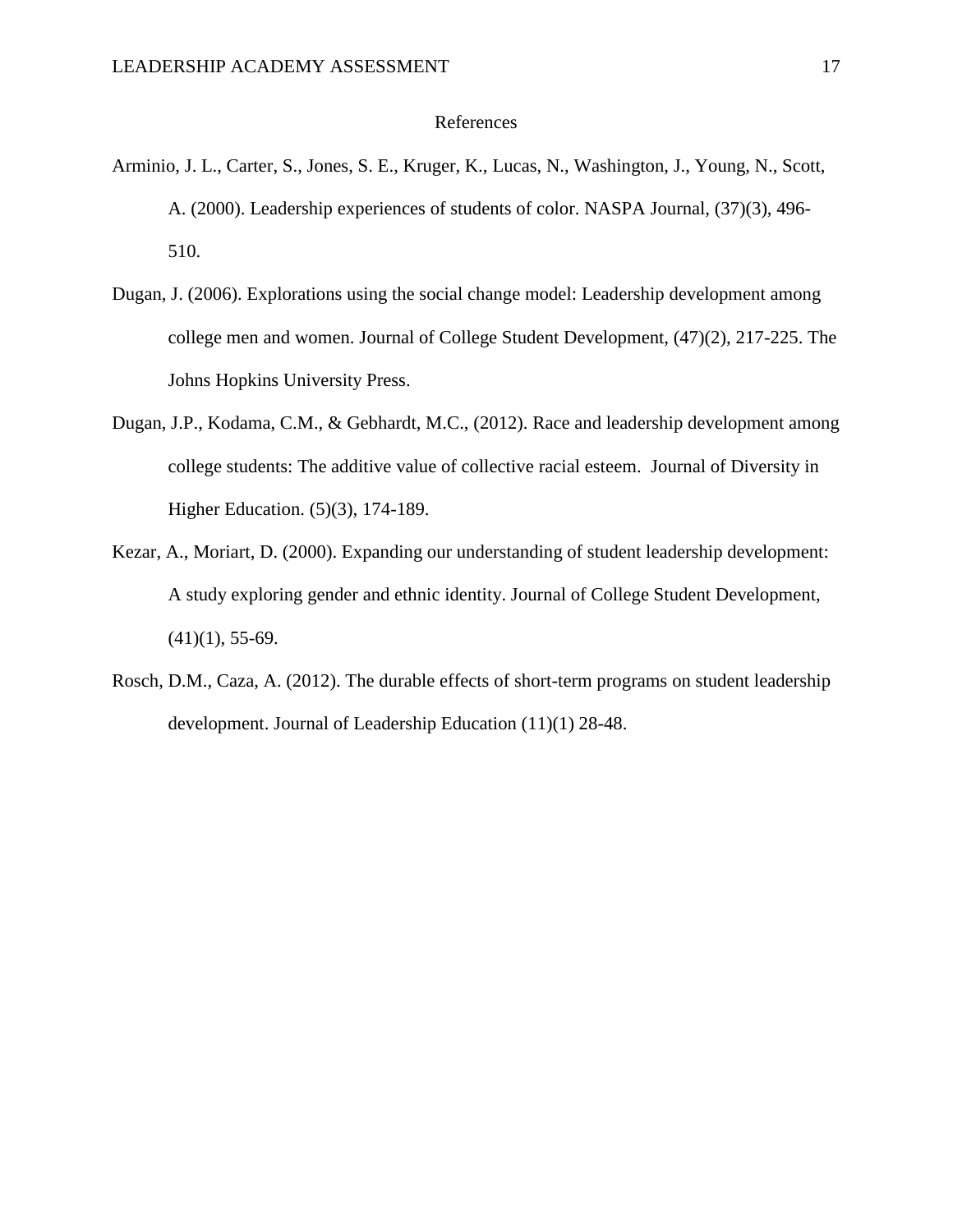# References

Arminio, J. L., Carter, S., Jones, S. E., Kruger, K., Lucas, N., Washington, J., Young, N., Scott, A. (2000). Leadership experiences of students of color. NASPA Journal, (37)(3), 496-510.

Dugan, J. (2006). Explorations using the social change model: Leadership development among college men and women. Journal of College Student Development, (47)(2), 217-225. The Johns Hopkins University Press.

Dugan, J.P., Kodama, C.M., & Gebhardt, M.C., (2012). Race and leadership development among college students: The additive value of collective racial esteem. Journal of Diversity in Higher Education. (5)(3), 174-189.

Kezar, A., Moriart, D. (2000). Expanding our understanding of student leadership development: A study exploring gender and ethnic identity. Journal of College Student Development, (41)(1), 55-69.

Rosch, D.M., Caza, A. (2012). The durable effects of short-term programs on student leadership development. Journal of Leadership Education (11)(1) 28-48.